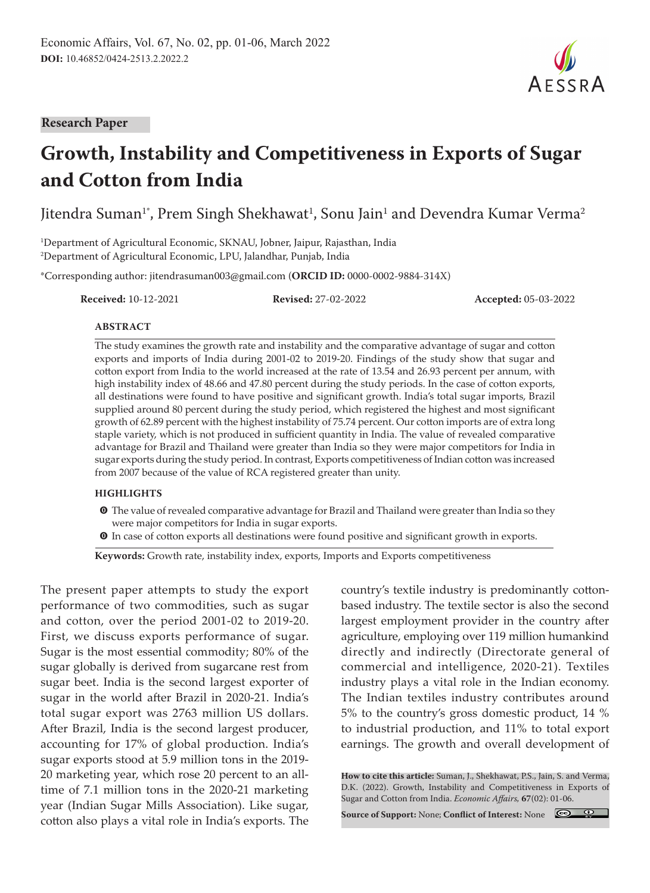Research Paper

# Growth, Instability and Competitiveness in Exports of Sugar and Cotton from India

Jitendra Suman[1*], Prem Singh Shekhawat[1], Sonu Jain[1] and Devendra Kumar Verma[2]

[1]Department of Agricultural Economic, SKNAU, Jobner, Jaipur, Rajasthan, India
[2]Department of Agricultural Economic, LPU, Jalandhar, Punjab, India

*Corresponding author: jitendrasuman003@gmail.com (**ORCID ID:** 0000-0002-9884-314X)

**Received:** 10-12-2021 **Revised:** 27-02-2022 **Accepted:** 05-03-2022

## ABSTRACT

The study examines the growth rate and instability and the comparative advantage of sugar and cotton exports and imports of India during 2001-02 to 2019-20. Findings of the study show that sugar and cotton export from India to the world increased at the rate of 13.54 and 26.93 percent per annum, with high instability index of 48.66 and 47.80 percent during the study periods. In the case of cotton exports, all destinations were found to have positive and significant growth. India's total sugar imports, Brazil supplied around 80 percent during the study period, which registered the highest and most significant growth of 62.89 percent with the highest instability of 75.74 percent. Our cotton imports are of extra long staple variety, which is not produced in sufficient quantity in India. The value of revealed comparative advantage for Brazil and Thailand were greater than India so they were major competitors for India in sugar exports during the study period. In contrast, Exports competitiveness of Indian cotton was increased from 2007 because of the value of RCA registered greater than unity.

## HIGHLIGHTS

- The value of revealed comparative advantage for Brazil and Thailand were greater than India so they were major competitors for India in sugar exports.
- In case of cotton exports all destinations were found positive and significant growth in exports.

**Keywords:** Growth rate, instability index, exports, Imports and Exports competitiveness

The present paper attempts to study the export performance of two commodities, such as sugar and cotton, over the period 2001-02 to 2019-20. First, we discuss exports performance of sugar. Sugar is the most essential commodity; 80% of the sugar globally is derived from sugarcane rest from sugar beet. India is the second largest exporter of sugar in the world after Brazil in 2020-21. India's total sugar export was 2763 million US dollars. After Brazil, India is the second largest producer, accounting for 17% of global production. India's sugar exports stood at 5.9 million tons in the 2019-20 marketing year, which rose 20 percent to an all-time of 7.1 million tons in the 2020-21 marketing year (Indian Sugar Mills Association). Like sugar, cotton also plays a vital role in India's exports. The country's textile industry is predominantly cotton-based industry. The textile sector is also the second largest employment provider in the country after agriculture, employing over 119 million humankind directly and indirectly (Directorate general of commercial and intelligence, 2020-21). Textiles industry plays a vital role in the Indian economy. The Indian textiles industry contributes around 5% to the country's gross domestic product, 14 % to industrial production, and 11% to total export earnings. The growth and overall development of

**How to cite this article:** Suman, J., Shekhawat, P.S., Jain, S. and Verma, D.K. (2022). Growth, Instability and Competitiveness in Exports of Sugar and Cotton from India. *Economic Affairs*, **67**(02): 01-06.

**Source of Support:** None; **Conflict of Interest:** None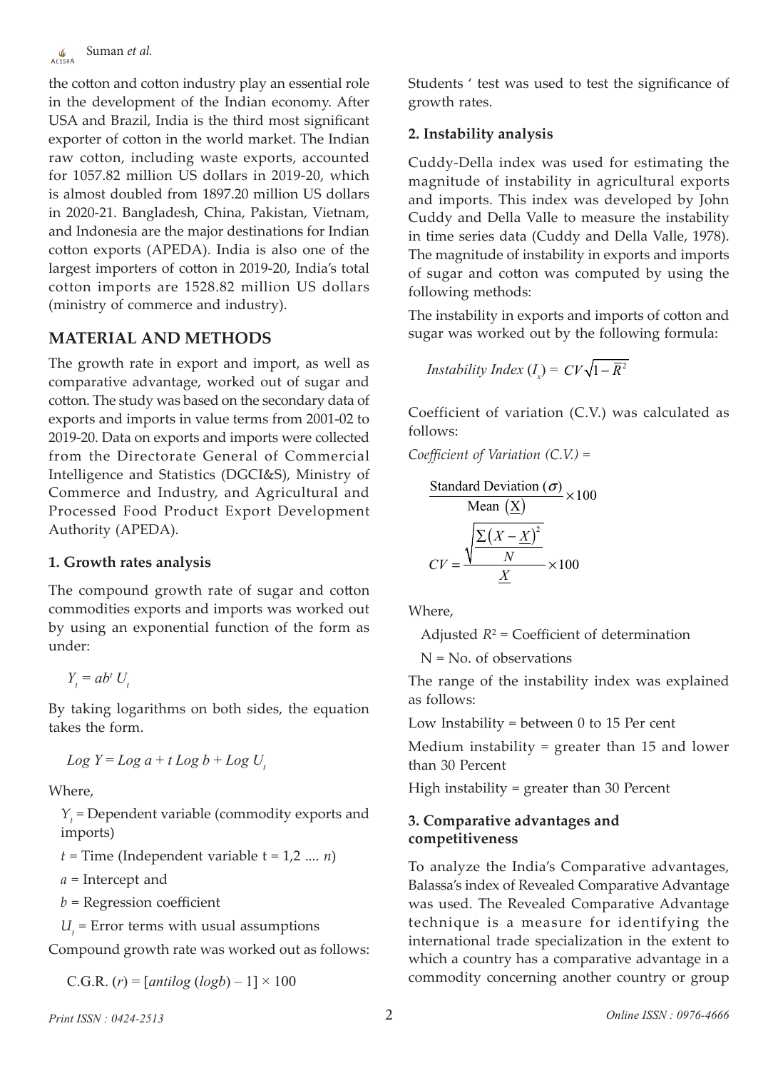the cotton and cotton industry play an essential role in the development of the Indian economy. After USA and Brazil, India is the third most significant exporter of cotton in the world market. The Indian raw cotton, including waste exports, accounted for 1057.82 million US dollars in 2019-20, which is almost doubled from 1897.20 million US dollars in 2020-21. Bangladesh, China, Pakistan, Vietnam, and Indonesia are the major destinations for Indian cotton exports (APEDA). India is also one of the largest importers of cotton in 2019-20, India's total cotton imports are 1528.82 million US dollars (ministry of commerce and industry).

## MATERIAL AND METHODS

The growth rate in export and import, as well as comparative advantage, worked out of sugar and cotton. The study was based on the secondary data of exports and imports in value terms from 2001-02 to 2019-20. Data on exports and imports were collected from the Directorate General of Commercial Intelligence and Statistics (DGCI&S), Ministry of Commerce and Industry, and Agricultural and Processed Food Product Export Development Authority (APEDA).

### 1. Growth rates analysis

The compound growth rate of sugar and cotton commodities exports and imports was worked out by using an exponential function of the form as under:

$$Y_t = ab^t \, U_t$$

By taking logarithms on both sides, the equation takes the form.

$$Log\ Y = Log\ a + t\ Log\ b + Log\ U_t$$

Where,

$Y_t$ = Dependent variable (commodity exports and imports)

$t$ = Time (Independent variable t = 1,2 .... $n$)

$a$ = Intercept and

$b$ = Regression coefficient

$U_t$ = Error terms with usual assumptions

Compound growth rate was worked out as follows:

$$\text{C.G.R. } (r) = [antilog\ (log b) - 1] \times 100$$

Students ' test was used to test the significance of growth rates.

### 2. Instability analysis

Cuddy-Della index was used for estimating the magnitude of instability in agricultural exports and imports. This index was developed by John Cuddy and Della Valle to measure the instability in time series data (Cuddy and Della Valle, 1978). The magnitude of instability in exports and imports of sugar and cotton was computed by using the following methods:

The instability in exports and imports of cotton and sugar was worked out by the following formula:

$$Instability\ Index\ (I_x) = CV\sqrt{1-\overline{R}^2}$$

Coefficient of variation (C.V.) was calculated as follows:

*Coefficient of Variation (C.V.) =*

$$\frac{\text{Standard Deviation } (\sigma)}{\text{Mean } (\underline{X})} \times 100$$

$$CV = \frac{\sqrt{\frac{\sum\left(X-\underline{X}\right)^2}{N}}}{\underline{X}} \times 100$$

Where,

Adjusted $R^2$ = Coefficient of determination

N = No. of observations

The range of the instability index was explained as follows:

Low Instability = between 0 to 15 Per cent

Medium instability = greater than 15 and lower than 30 Percent

High instability = greater than 30 Percent

### 3. Comparative advantages and competitiveness

To analyze the India's Comparative advantages, Balassa's index of Revealed Comparative Advantage was used. The Revealed Comparative Advantage technique is a measure for identifying the international trade specialization in the extent to which a country has a comparative advantage in a commodity concerning another country or group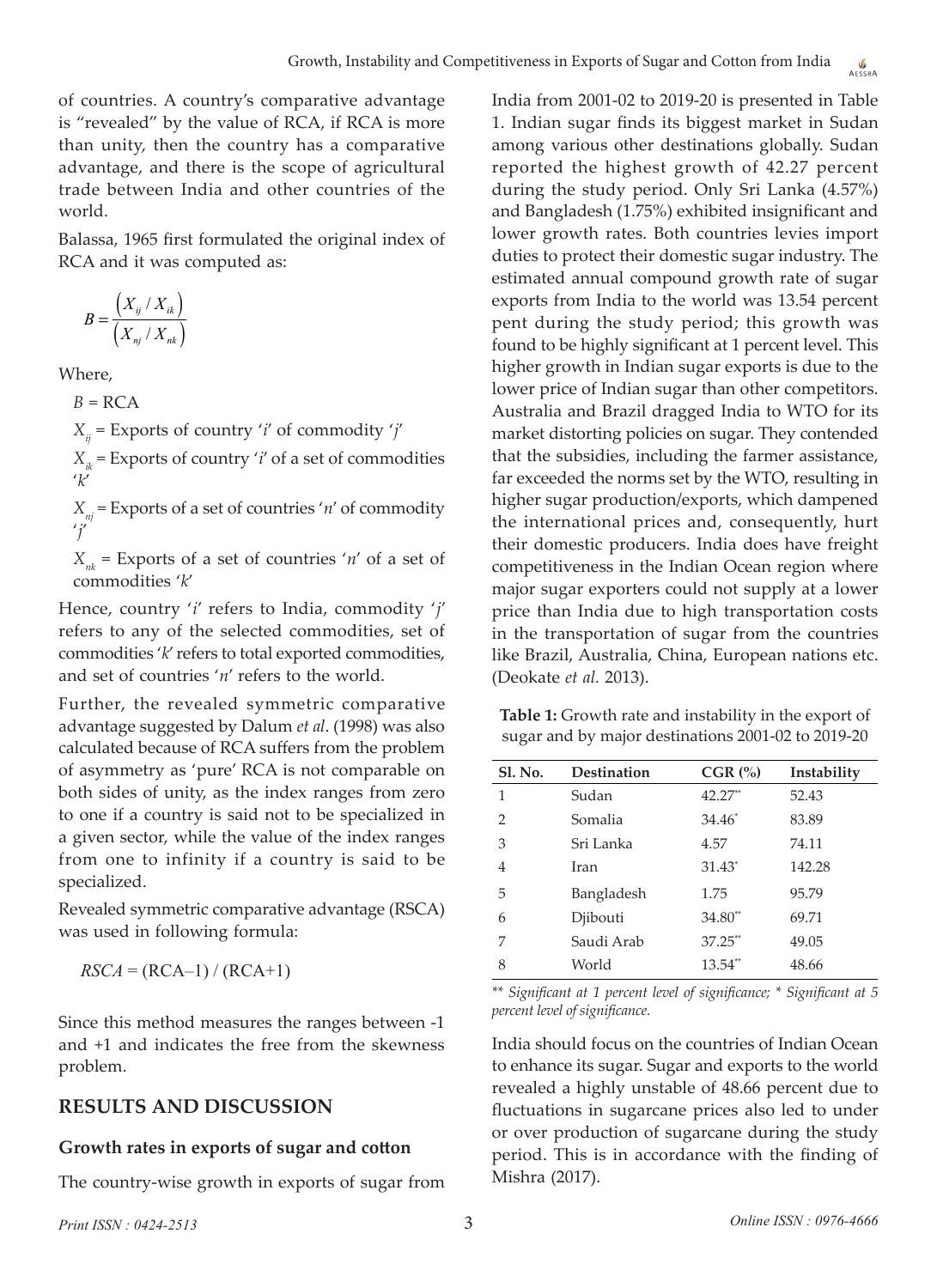of countries. A country's comparative advantage is "revealed" by the value of RCA, if RCA is more than unity, then the country has a comparative advantage, and there is the scope of agricultural trade between India and other countries of the world.

Balassa, 1965 first formulated the original index of RCA and it was computed as:

$$B = \frac{\left(X_{ij} / X_{ik}\right)}{\left(X_{nj} / X_{nk}\right)}$$

Where,

$B$ = RCA

$X_{ij}$ = Exports of country '*i*' of commodity '*j*'

$X_{ik}$ = Exports of country '*i*' of a set of commodities '*k*'

$X_{nj}$ = Exports of a set of countries '*n*' of commodity '*j*'

$X_{nk}$ = Exports of a set of countries '*n*' of a set of commodities '*k*'

Hence, country '*i*' refers to India, commodity '*j*' refers to any of the selected commodities, set of commodities '*k*' refers to total exported commodities, and set of countries '*n*' refers to the world.

Further, the revealed symmetric comparative advantage suggested by Dalum *et al*. (1998) was also calculated because of RCA suffers from the problem of asymmetry as 'pure' RCA is not comparable on both sides of unity, as the index ranges from zero to one if a country is said not to be specialized in a given sector, while the value of the index ranges from one to infinity if a country is said to be specialized.

Revealed symmetric comparative advantage (RSCA) was used in following formula:

$$RSCA = (RCA–1) / (RCA+1)$$

Since this method measures the ranges between -1 and +1 and indicates the free from the skewness problem.

## RESULTS AND DISCUSSION

### Growth rates in exports of sugar and cotton

The country-wise growth in exports of sugar from India from 2001-02 to 2019-20 is presented in Table 1. Indian sugar finds its biggest market in Sudan among various other destinations globally. Sudan reported the highest growth of 42.27 percent during the study period. Only Sri Lanka (4.57%) and Bangladesh (1.75%) exhibited insignificant and lower growth rates. Both countries levies import duties to protect their domestic sugar industry. The estimated annual compound growth rate of sugar exports from India to the world was 13.54 percent pent during the study period; this growth was found to be highly significant at 1 percent level. This higher growth in Indian sugar exports is due to the lower price of Indian sugar than other competitors. Australia and Brazil dragged India to WTO for its market distorting policies on sugar. They contended that the subsidies, including the farmer assistance, far exceeded the norms set by the WTO, resulting in higher sugar production/exports, which dampened the international prices and, consequently, hurt their domestic producers. India does have freight competitiveness in the Indian Ocean region where major sugar exporters could not supply at a lower price than India due to high transportation costs in the transportation of sugar from the countries like Brazil, Australia, China, European nations etc. (Deokate *et al.* 2013).

**Table 1:** Growth rate and instability in the export of sugar and by major destinations 2001-02 to 2019-20

| Sl. No. | Destination | CGR (%) | Instability |
|---|---|---|---|
| 1 | Sudan | 42.27** | 52.43 |
| 2 | Somalia | 34.46* | 83.89 |
| 3 | Sri Lanka | 4.57 | 74.11 |
| 4 | Iran | 31.43* | 142.28 |
| 5 | Bangladesh | 1.75 | 95.79 |
| 6 | Djibouti | 34.80** | 69.71 |
| 7 | Saudi Arab | 37.25** | 49.05 |
| 8 | World | 13.54** | 48.66 |

*\*\* Significant at 1 percent level of significance; \* Significant at 5 percent level of significance.*

India should focus on the countries of Indian Ocean to enhance its sugar. Sugar and exports to the world revealed a highly unstable of 48.66 percent due to fluctuations in sugarcane prices also led to under or over production of sugarcane during the study period. This is in accordance with the finding of Mishra (2017).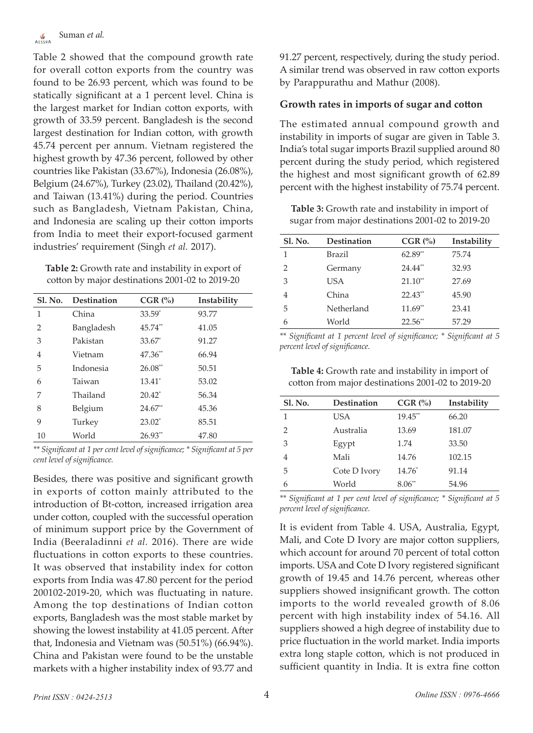Table 2 showed that the compound growth rate for overall cotton exports from the country was found to be 26.93 percent, which was found to be statically significant at a 1 percent level. China is the largest market for Indian cotton exports, with growth of 33.59 percent. Bangladesh is the second largest destination for Indian cotton, with growth 45.74 percent per annum. Vietnam registered the highest growth by 47.36 percent, followed by other countries like Pakistan (33.67%), Indonesia (26.08%), Belgium (24.67%), Turkey (23.02), Thailand (20.42%), and Taiwan (13.41%) during the period. Countries such as Bangladesh, Vietnam Pakistan, China, and Indonesia are scaling up their cotton imports from India to meet their export-focused garment industries' requirement (Singh *et al.* 2017).

**Table 2:** Growth rate and instability in export of cotton by major destinations 2001-02 to 2019-20

| Sl. No. | Destination | CGR (%) | Instability |
|---|---|---|---|
| 1 | China | 33.59* | 93.77 |
| 2 | Bangladesh | 45.74** | 41.05 |
| 3 | Pakistan | 33.67* | 91.27 |
| 4 | Vietnam | 47.36** | 66.94 |
| 5 | Indonesia | 26.08** | 50.51 |
| 6 | Taiwan | 13.41* | 53.02 |
| 7 | Thailand | 20.42* | 56.34 |
| 8 | Belgium | 24.67** | 45.36 |
| 9 | Turkey | 23.02* | 85.51 |
| 10 | World | 26.93** | 47.80 |

*\*\* Significant at 1 per cent level of significance; \* Significant at 5 per cent level of significance.*

Besides, there was positive and significant growth in exports of cotton mainly attributed to the introduction of Bt-cotton, increased irrigation area under cotton, coupled with the successful operation of minimum support price by the Government of India (Beeraladinni *et al.* 2016). There are wide fluctuations in cotton exports to these countries. It was observed that instability index for cotton exports from India was 47.80 percent for the period 200102-2019-20, which was fluctuating in nature. Among the top destinations of Indian cotton exports, Bangladesh was the most stable market by showing the lowest instability at 41.05 percent. After that, Indonesia and Vietnam was (50.51%) (66.94%). China and Pakistan were found to be the unstable markets with a higher instability index of 93.77 and 91.27 percent, respectively, during the study period. A similar trend was observed in raw cotton exports by Parappurathu and Mathur (2008).

### Growth rates in imports of sugar and cotton

The estimated annual compound growth and instability in imports of sugar are given in Table 3. India's total sugar imports Brazil supplied around 80 percent during the study period, which registered the highest and most significant growth of 62.89 percent with the highest instability of 75.74 percent.

**Table 3:** Growth rate and instability in import of sugar from major destinations 2001-02 to 2019-20

| Sl. No. | Destination | CGR (%) | Instability |
|---|---|---|---|
| 1 | Brazil | 62.89** | 75.74 |
| 2 | Germany | 24.44** | 32.93 |
| 3 | USA | 21.10** | 27.69 |
| 4 | China | 22.43** | 45.90 |
| 5 | Netherland | 11.69** | 23.41 |
| 6 | World | 22.56** | 57.29 |

*\*\* Significant at 1 percent level of significance; \* Significant at 5 percent level of significance.*

**Table 4:** Growth rate and instability in import of cotton from major destinations 2001-02 to 2019-20

| Sl. No. | Destination | CGR (%) | Instability |
|---|---|---|---|
| 1 | USA | 19.45** | 66.20 |
| 2 | Australia | 13.69 | 181.07 |
| 3 | Egypt | 1.74 | 33.50 |
| 4 | Mali | 14.76 | 102.15 |
| 5 | Cote D Ivory | 14.76* | 91.14 |
| 6 | World | 8.06** | 54.96 |

*\*\* Significant at 1 per cent level of significance; \* Significant at 5 percent level of significance.*

It is evident from Table 4. USA, Australia, Egypt, Mali, and Cote D Ivory are major cotton suppliers, which account for around 70 percent of total cotton imports. USA and Cote D Ivory registered significant growth of 19.45 and 14.76 percent, whereas other suppliers showed insignificant growth. The cotton imports to the world revealed growth of 8.06 percent with high instability index of 54.16. All suppliers showed a high degree of instability due to price fluctuation in the world market. India imports extra long staple cotton, which is not produced in sufficient quantity in India. It is extra fine cotton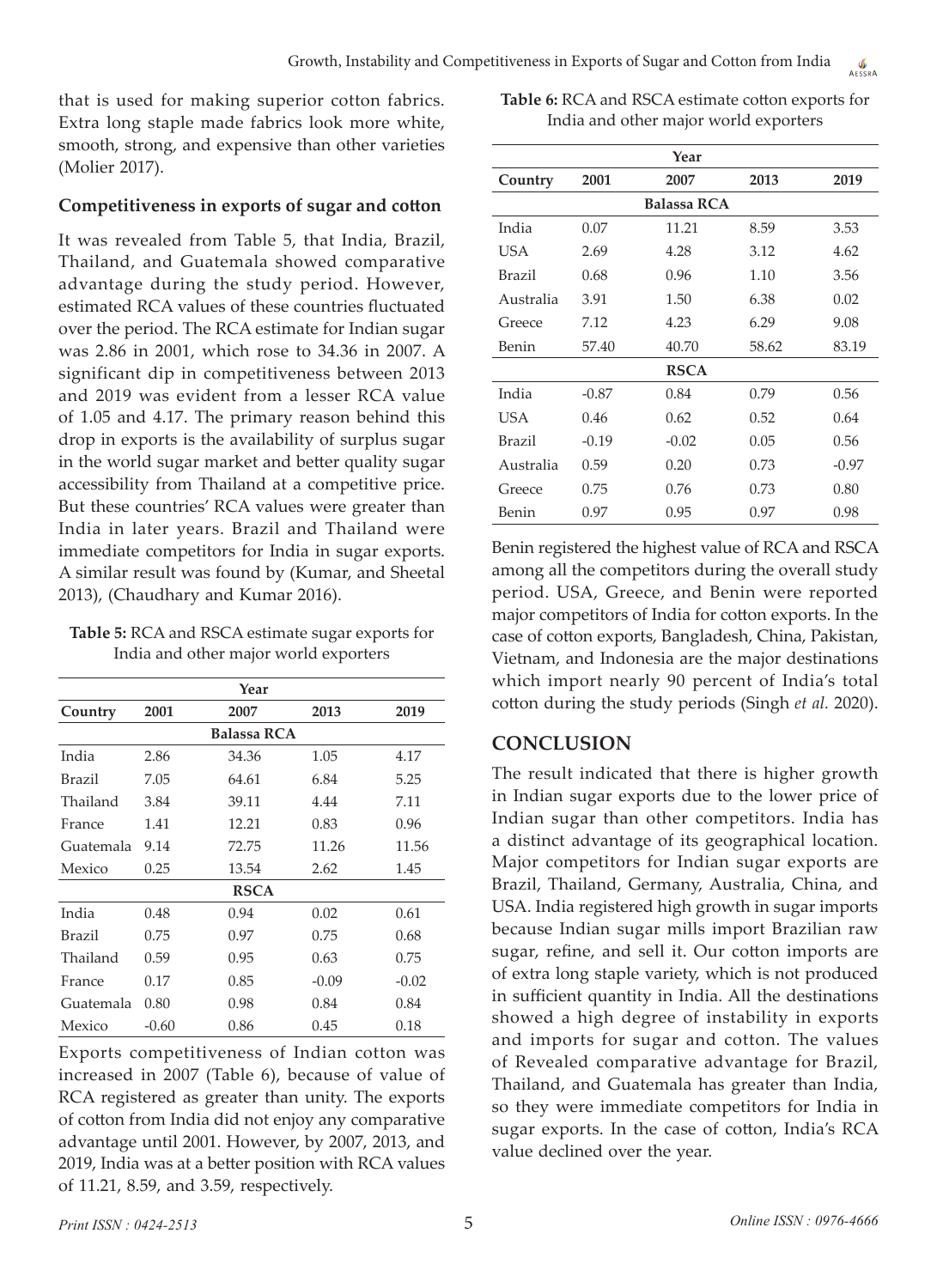that is used for making superior cotton fabrics. Extra long staple made fabrics look more white, smooth, strong, and expensive than other varieties (Molier 2017).

### Competitiveness in exports of sugar and cotton

It was revealed from Table 5, that India, Brazil, Thailand, and Guatemala showed comparative advantage during the study period. However, estimated RCA values of these countries fluctuated over the period. The RCA estimate for Indian sugar was 2.86 in 2001, which rose to 34.36 in 2007. A significant dip in competitiveness between 2013 and 2019 was evident from a lesser RCA value of 1.05 and 4.17. The primary reason behind this drop in exports is the availability of surplus sugar in the world sugar market and better quality sugar accessibility from Thailand at a competitive price. But these countries' RCA values were greater than India in later years. Brazil and Thailand were immediate competitors for India in sugar exports. A similar result was found by (Kumar, and Sheetal 2013), (Chaudhary and Kumar 2016).

**Table 5:** RCA and RSCA estimate sugar exports for India and other major world exporters

| | Year | | | |
|---|---|---|---|---|
| **Country** | **2001** | **2007** | **2013** | **2019** |
| | | **Balassa RCA** | | |
| India | 2.86 | 34.36 | 1.05 | 4.17 |
| Brazil | 7.05 | 64.61 | 6.84 | 5.25 |
| Thailand | 3.84 | 39.11 | 4.44 | 7.11 |
| France | 1.41 | 12.21 | 0.83 | 0.96 |
| Guatemala | 9.14 | 72.75 | 11.26 | 11.56 |
| Mexico | 0.25 | 13.54 | 2.62 | 1.45 |
| | | **RSCA** | | |
| India | 0.48 | 0.94 | 0.02 | 0.61 |
| Brazil | 0.75 | 0.97 | 0.75 | 0.68 |
| Thailand | 0.59 | 0.95 | 0.63 | 0.75 |
| France | 0.17 | 0.85 | -0.09 | -0.02 |
| Guatemala | 0.80 | 0.98 | 0.84 | 0.84 |
| Mexico | -0.60 | 0.86 | 0.45 | 0.18 |

Exports competitiveness of Indian cotton was increased in 2007 (Table 6), because of value of RCA registered as greater than unity. The exports of cotton from India did not enjoy any comparative advantage until 2001. However, by 2007, 2013, and 2019, India was at a better position with RCA values of 11.21, 8.59, and 3.59, respectively.

**Table 6:** RCA and RSCA estimate cotton exports for India and other major world exporters

| | Year | | | |
|---|---|---|---|---|
| **Country** | **2001** | **2007** | **2013** | **2019** |
| | | **Balassa RCA** | | |
| India | 0.07 | 11.21 | 8.59 | 3.53 |
| USA | 2.69 | 4.28 | 3.12 | 4.62 |
| Brazil | 0.68 | 0.96 | 1.10 | 3.56 |
| Australia | 3.91 | 1.50 | 6.38 | 0.02 |
| Greece | 7.12 | 4.23 | 6.29 | 9.08 |
| Benin | 57.40 | 40.70 | 58.62 | 83.19 |
| | | **RSCA** | | |
| India | -0.87 | 0.84 | 0.79 | 0.56 |
| USA | 0.46 | 0.62 | 0.52 | 0.64 |
| Brazil | -0.19 | -0.02 | 0.05 | 0.56 |
| Australia | 0.59 | 0.20 | 0.73 | -0.97 |
| Greece | 0.75 | 0.76 | 0.73 | 0.80 |
| Benin | 0.97 | 0.95 | 0.97 | 0.98 |

Benin registered the highest value of RCA and RSCA among all the competitors during the overall study period. USA, Greece, and Benin were reported major competitors of India for cotton exports. In the case of cotton exports, Bangladesh, China, Pakistan, Vietnam, and Indonesia are the major destinations which import nearly 90 percent of India's total cotton during the study periods (Singh *et al.* 2020).

## CONCLUSION

The result indicated that there is higher growth in Indian sugar exports due to the lower price of Indian sugar than other competitors. India has a distinct advantage of its geographical location. Major competitors for Indian sugar exports are Brazil, Thailand, Germany, Australia, China, and USA. India registered high growth in sugar imports because Indian sugar mills import Brazilian raw sugar, refine, and sell it. Our cotton imports are of extra long staple variety, which is not produced in sufficient quantity in India. All the destinations showed a high degree of instability in exports and imports for sugar and cotton. The values of Revealed comparative advantage for Brazil, Thailand, and Guatemala has greater than India, so they were immediate competitors for India in sugar exports. In the case of cotton, India's RCA value declined over the year.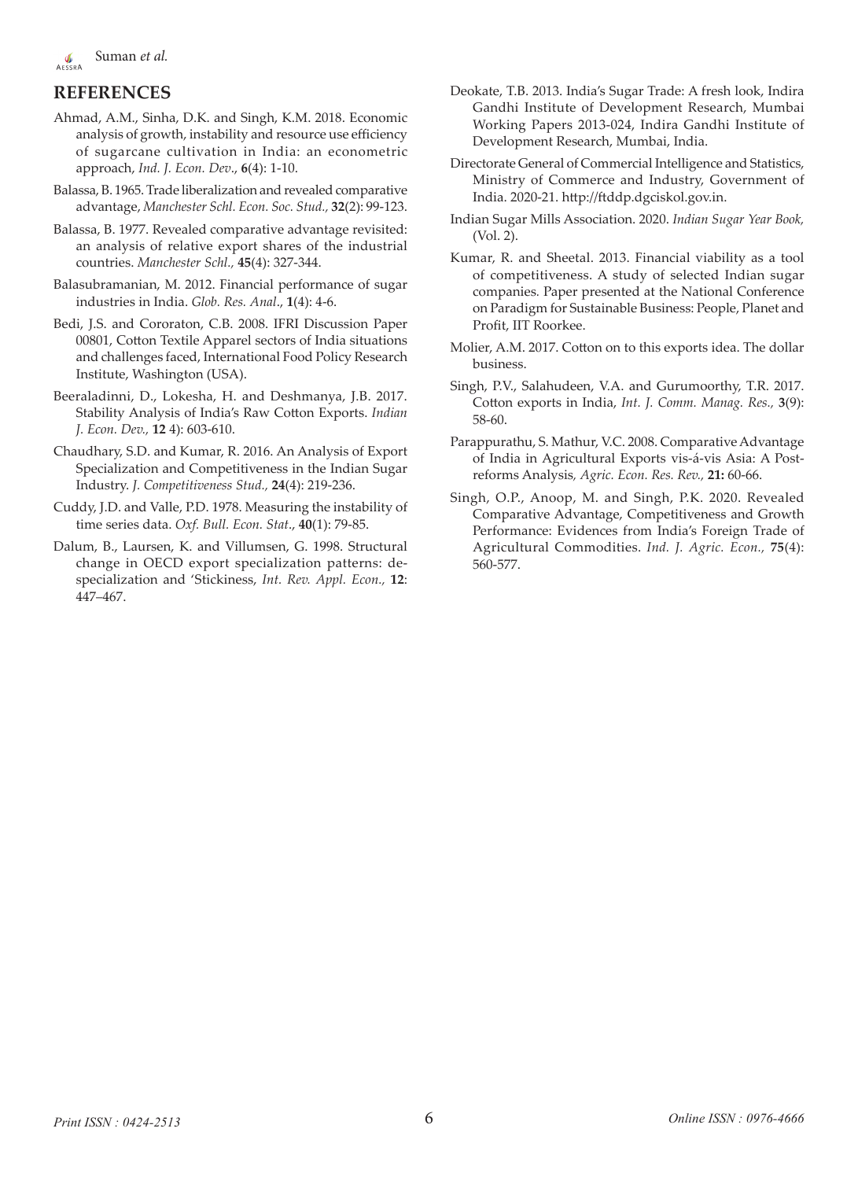## REFERENCES

Ahmad, A.M., Sinha, D.K. and Singh, K.M. 2018. Economic analysis of growth, instability and resource use efficiency of sugarcane cultivation in India: an econometric approach, *Ind. J. Econ. Dev*., **6**(4): 1-10.

Balassa, B. 1965. Trade liberalization and revealed comparative advantage, *Manchester Schl. Econ. Soc. Stud.,* **32**(2): 99-123.

Balassa, B. 1977. Revealed comparative advantage revisited: an analysis of relative export shares of the industrial countries. *Manchester Schl.,* **45**(4): 327-344.

Balasubramanian, M. 2012. Financial performance of sugar industries in India. *Glob. Res. Anal*., **1**(4): 4-6.

Bedi, J.S. and Cororaton, C.B. 2008. IFRI Discussion Paper 00801, Cotton Textile Apparel sectors of India situations and challenges faced, International Food Policy Research Institute, Washington (USA).

Beeraladinni, D., Lokesha, H. and Deshmanya, J.B. 2017. Stability Analysis of India's Raw Cotton Exports. *Indian J. Econ. Dev.,* **12** 4): 603-610.

Chaudhary, S.D. and Kumar, R. 2016. An Analysis of Export Specialization and Competitiveness in the Indian Sugar Industry. *J. Competitiveness Stud.,* **24**(4): 219-236.

Cuddy, J.D. and Valle, P.D. 1978. Measuring the instability of time series data. *Oxf. Bull. Econ. Stat*., **40**(1): 79-85.

Dalum, B., Laursen, K. and Villumsen, G. 1998. Structural change in OECD export specialization patterns: de-specialization and 'Stickiness, *Int. Rev. Appl. Econ.,* **12**: 447–467.

Deokate, T.B. 2013. India's Sugar Trade: A fresh look, Indira Gandhi Institute of Development Research, Mumbai Working Papers 2013-024, Indira Gandhi Institute of Development Research, Mumbai, India.

Directorate General of Commercial Intelligence and Statistics, Ministry of Commerce and Industry, Government of India. 2020-21. http://ftddp.dgciskol.gov.in.

Indian Sugar Mills Association. 2020. *Indian Sugar Year Book,* (Vol. 2).

Kumar, R. and Sheetal. 2013. Financial viability as a tool of competitiveness. A study of selected Indian sugar companies. Paper presented at the National Conference on Paradigm for Sustainable Business: People, Planet and Profit, IIT Roorkee.

Molier, A.M. 2017. Cotton on to this exports idea. The dollar business.

Singh, P.V., Salahudeen, V.A. and Gurumoorthy, T.R. 2017. Cotton exports in India, *Int. J. Comm. Manag. Res.,* **3**(9): 58-60.

Parappurathu, S. Mathur, V.C. 2008. Comparative Advantage of India in Agricultural Exports vis-á-vis Asia: A Post-reforms Analysis, *Agric. Econ. Res. Rev.,* **21:** 60-66.

Singh, O.P., Anoop, M. and Singh, P.K. 2020. Revealed Comparative Advantage, Competitiveness and Growth Performance: Evidences from India's Foreign Trade of Agricultural Commodities. *Ind. J. Agric. Econ.,* **75**(4): 560-577.